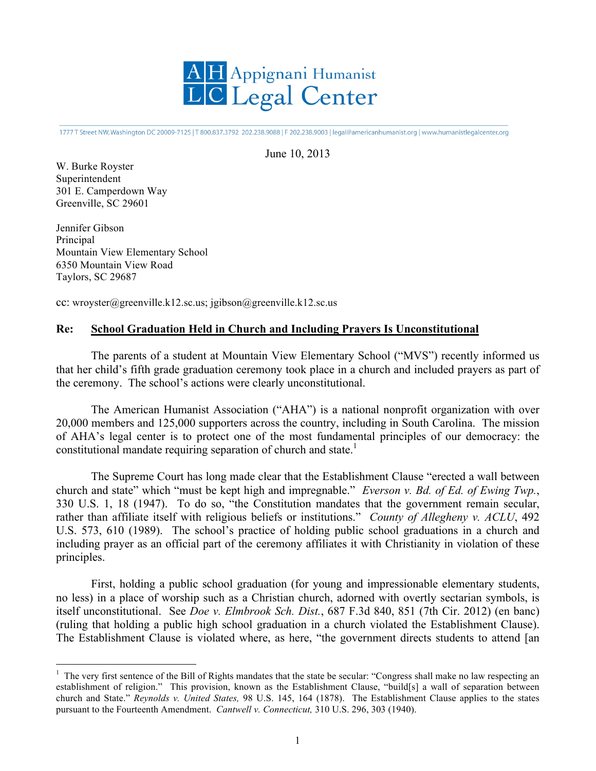# Appignani Humanist Legal Center

1777 T Street NW, Washington DC 20009-7125 | T 800.837.3792 202.238.9088 | F 202.238.9003 | legal@americanhumanist.org | www.humanistlegalcenter.org

June 10, 2013

W. Burke Royster
Superintendent
301 E. Camperdown Way
Greenville, SC 29601

Jennifer Gibson
Principal
Mountain View Elementary School
6350 Mountain View Road
Taylors, SC 29687

cc: wroyster@greenville.k12.sc.us; jgibson@greenville.k12.sc.us

**Re: <u>School Graduation Held in Church and Including Prayers Is Unconstitutional</u>**

The parents of a student at Mountain View Elementary School ("MVS") recently informed us that her child's fifth grade graduation ceremony took place in a church and included prayers as part of the ceremony. The school's actions were clearly unconstitutional.

The American Humanist Association ("AHA") is a national nonprofit organization with over 20,000 members and 125,000 supporters across the country, including in South Carolina. The mission of AHA's legal center is to protect one of the most fundamental principles of our democracy: the constitutional mandate requiring separation of church and state.[1]

The Supreme Court has long made clear that the Establishment Clause "erected a wall between church and state" which "must be kept high and impregnable." *Everson v. Bd. of Ed. of Ewing Twp.*, 330 U.S. 1, 18 (1947). To do so, "the Constitution mandates that the government remain secular, rather than affiliate itself with religious beliefs or institutions." *County of Allegheny v. ACLU*, 492 U.S. 573, 610 (1989). The school's practice of holding public school graduations in a church and including prayer as an official part of the ceremony affiliates it with Christianity in violation of these principles.

First, holding a public school graduation (for young and impressionable elementary students, no less) in a place of worship such as a Christian church, adorned with overtly sectarian symbols, is itself unconstitutional. See *Doe v. Elmbrook Sch. Dist.*, 687 F.3d 840, 851 (7th Cir. 2012) (en banc) (ruling that holding a public high school graduation in a church violated the Establishment Clause). The Establishment Clause is violated where, as here, "the government directs students to attend [an

---

[1] The very first sentence of the Bill of Rights mandates that the state be secular: "Congress shall make no law respecting an establishment of religion." This provision, known as the Establishment Clause, "build[s] a wall of separation between church and State." *Reynolds v. United States,* 98 U.S. 145, 164 (1878). The Establishment Clause applies to the states pursuant to the Fourteenth Amendment. *Cantwell v. Connecticut,* 310 U.S. 296, 303 (1940).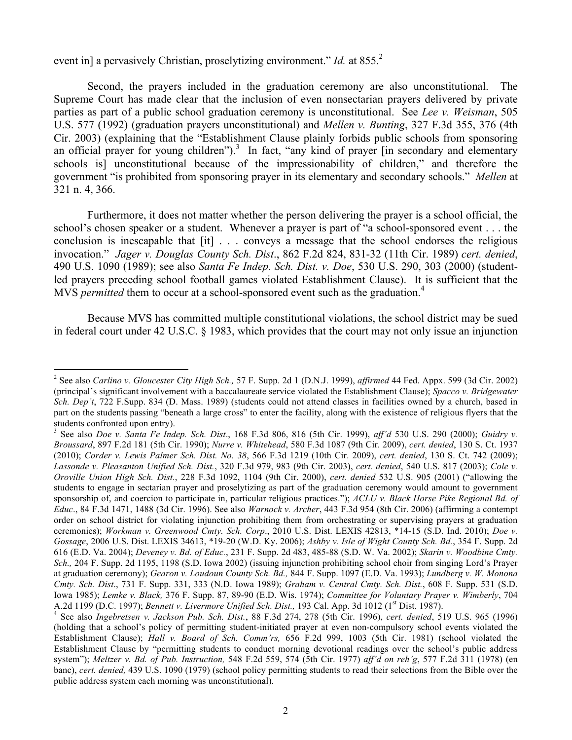event in] a pervasively Christian, proselytizing environment." *Id.* at 855.[2]

Second, the prayers included in the graduation ceremony are also unconstitutional. The Supreme Court has made clear that the inclusion of even nonsectarian prayers delivered by private parties as part of a public school graduation ceremony is unconstitutional. See *Lee v. Weisman*, 505 U.S. 577 (1992) (graduation prayers unconstitutional) and *Mellen v. Bunting*, 327 F.3d 355, 376 (4th Cir. 2003) (explaining that the "Establishment Clause plainly forbids public schools from sponsoring an official prayer for young children").[3] In fact, "any kind of prayer [in secondary and elementary schools is] unconstitutional because of the impressionability of children," and therefore the government "is prohibited from sponsoring prayer in its elementary and secondary schools." *Mellen* at 321 n. 4, 366.

Furthermore, it does not matter whether the person delivering the prayer is a school official, the school's chosen speaker or a student. Whenever a prayer is part of "a school-sponsored event . . . the conclusion is inescapable that [it] . . . conveys a message that the school endorses the religious invocation." *Jager v. Douglas County Sch. Dist*., 862 F.2d 824, 831-32 (11th Cir. 1989) *cert. denied*, 490 U.S. 1090 (1989); see also *Santa Fe Indep. Sch. Dist. v. Doe*, 530 U.S. 290, 303 (2000) (student-led prayers preceding school football games violated Establishment Clause). It is sufficient that the MVS *permitted* them to occur at a school-sponsored event such as the graduation.[4]

Because MVS has committed multiple constitutional violations, the school district may be sued in federal court under 42 U.S.C. § 1983, which provides that the court may not only issue an injunction

---

[2] See also *Carlino v. Gloucester City High Sch.,* 57 F. Supp. 2d 1 (D.N.J. 1999), *affirmed* 44 Fed. Appx. 599 (3d Cir. 2002) (principal's significant involvement with a baccalaureate service violated the Establishment Clause); *Spacco v. Bridgewater Sch. Dep't*, 722 F.Supp. 834 (D. Mass. 1989) (students could not attend classes in facilities owned by a church, based in part on the students passing "beneath a large cross" to enter the facility, along with the existence of religious flyers that the students confronted upon entry).

[3] See also *Doe v. Santa Fe Indep. Sch. Dist*., 168 F.3d 806, 816 (5th Cir. 1999), *aff'd* 530 U.S. 290 (2000); *Guidry v. Broussard*, 897 F.2d 181 (5th Cir. 1990); *Nurre v. Whitehead*, 580 F.3d 1087 (9th Cir. 2009), *cert. denied*, 130 S. Ct. 1937 (2010); *Corder v. Lewis Palmer Sch. Dist. No. 38*, 566 F.3d 1219 (10th Cir. 2009), *cert. denied*, 130 S. Ct. 742 (2009); *Lassonde v. Pleasanton Unified Sch. Dist.*, 320 F.3d 979, 983 (9th Cir. 2003), *cert. denied*, 540 U.S. 817 (2003); *Cole v. Oroville Union High Sch. Dist.*, 228 F.3d 1092, 1104 (9th Cir. 2000), *cert. denied* 532 U.S. 905 (2001) ("allowing the students to engage in sectarian prayer and proselytizing as part of the graduation ceremony would amount to government sponsorship of, and coercion to participate in, particular religious practices."); *ACLU v. Black Horse Pike Regional Bd. of Educ*., 84 F.3d 1471, 1488 (3d Cir. 1996). See also *Warnock v. Archer*, 443 F.3d 954 (8th Cir. 2006) (affirming a contempt order on school district for violating injunction prohibiting them from orchestrating or supervising prayers at graduation ceremonies); *Workman v. Greenwood Cmty. Sch. Corp*., 2010 U.S. Dist. LEXIS 42813, *14-15 (S.D. Ind. 2010); *Doe v. Gossage*, 2006 U.S. Dist. LEXIS 34613, *19-20 (W.D. Ky. 2006); *Ashby v. Isle of Wight County Sch. Bd.*, 354 F. Supp. 2d 616 (E.D. Va. 2004); *Deveney v. Bd. of Educ.*, 231 F. Supp. 2d 483, 485-88 (S.D. W. Va. 2002); *Skarin v. Woodbine Cmty. Sch.,* 204 F. Supp. 2d 1195, 1198 (S.D. Iowa 2002) (issuing injunction prohibiting school choir from singing Lord's Prayer at graduation ceremony); *Gearon v. Loudoun County Sch. Bd.,* 844 F. Supp. 1097 (E.D. Va. 1993); *Lundberg v. W. Monona Cmty. Sch. Dist*., 731 F. Supp. 331, 333 (N.D. Iowa 1989); *Graham v. Central Cmty. Sch. Dist.*, 608 F. Supp. 531 (S.D. Iowa 1985); *Lemke v. Black,* 376 F. Supp. 87, 89-90 (E.D. Wis. 1974); *Committee for Voluntary Prayer v. Wimberly*, 704 A.2d 1199 (D.C. 1997); *Bennett v. Livermore Unified Sch. Dist.,* 193 Cal. App. 3d 1012 (1st Dist. 1987).

[4] See also *Ingebretsen v. Jackson Pub. Sch. Dist.*, 88 F.3d 274, 278 (5th Cir. 1996), *cert. denied*, 519 U.S. 965 (1996) (holding that a school's policy of permitting student-initiated prayer at even non-compulsory school events violated the Establishment Clause); *Hall v. Board of Sch. Comm'rs,* 656 F.2d 999, 1003 (5th Cir. 1981) (school violated the Establishment Clause by "permitting students to conduct morning devotional readings over the school's public address system"); *Meltzer v. Bd. of Pub. Instruction,* 548 F.2d 559, 574 (5th Cir. 1977) *aff'd on reh'g*, 577 F.2d 311 (1978) (en banc), *cert. denied,* 439 U.S. 1090 (1979) (school policy permitting students to read their selections from the Bible over the public address system each morning was unconstitutional).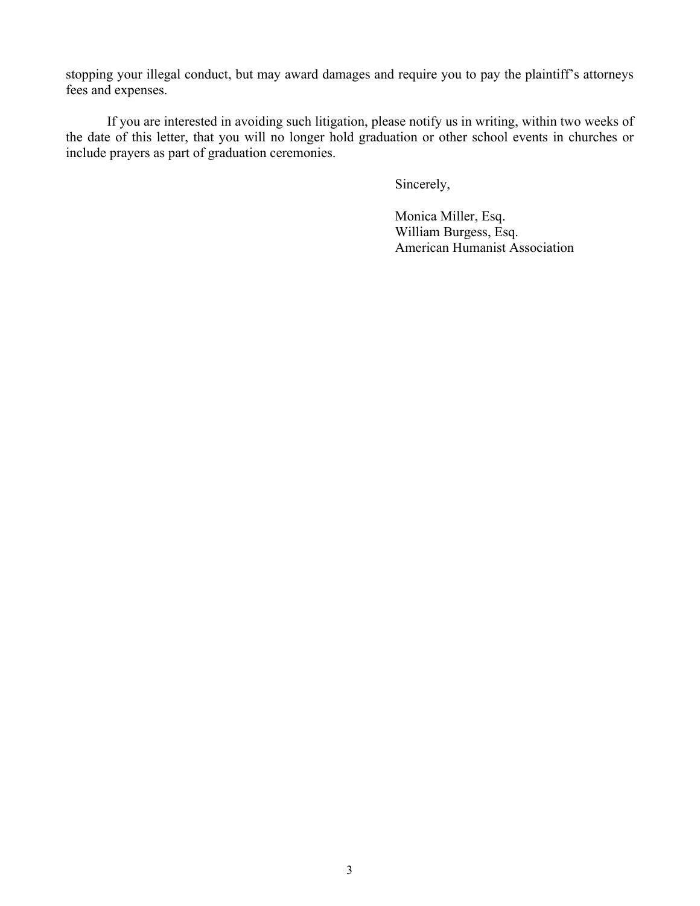stopping your illegal conduct, but may award damages and require you to pay the plaintiff's attorneys fees and expenses.

If you are interested in avoiding such litigation, please notify us in writing, within two weeks of the date of this letter, that you will no longer hold graduation or other school events in churches or include prayers as part of graduation ceremonies.

Sincerely,

Monica Miller, Esq.  
William Burgess, Esq.  
American Humanist Association